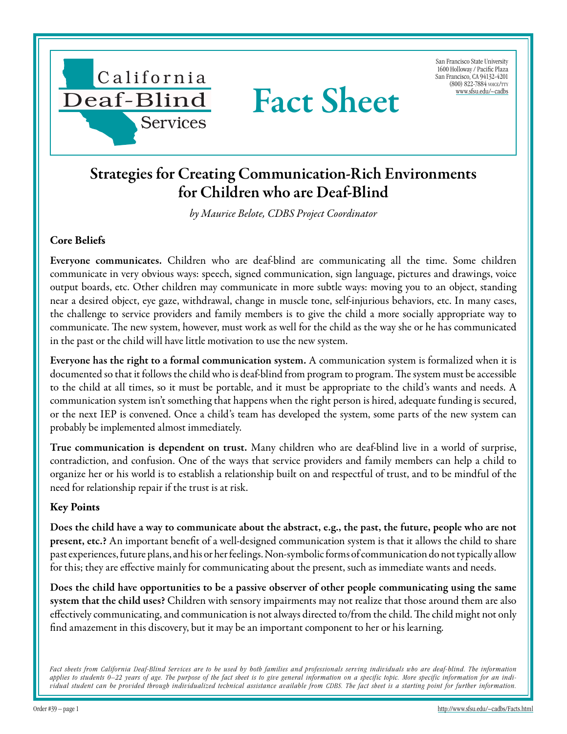California Deaf-Blind Services

San Francisco State University
1600 Holloway / Pacific Plaza
San Francisco, CA 94132-4201
(800) 822-7884 VOICE/TTY
www.sfsu.edu/~cadbs

# Fact Sheet

## Strategies for Creating Communication-Rich Environments for Children who are Deaf-Blind

*by Maurice Belote, CDBS Project Coordinator*

### Core Beliefs

**Everyone communicates.** Children who are deaf-blind are communicating all the time. Some children communicate in very obvious ways: speech, signed communication, sign language, pictures and drawings, voice output boards, etc. Other children may communicate in more subtle ways: moving you to an object, standing near a desired object, eye gaze, withdrawal, change in muscle tone, self-injurious behaviors, etc. In many cases, the challenge to service providers and family members is to give the child a more socially appropriate way to communicate. The new system, however, must work as well for the child as the way she or he has communicated in the past or the child will have little motivation to use the new system.

**Everyone has the right to a formal communication system.** A communication system is formalized when it is documented so that it follows the child who is deaf-blind from program to program. The system must be accessible to the child at all times, so it must be portable, and it must be appropriate to the child's wants and needs. A communication system isn't something that happens when the right person is hired, adequate funding is secured, or the next IEP is convened. Once a child's team has developed the system, some parts of the new system can probably be implemented almost immediately.

**True communication is dependent on trust.** Many children who are deaf-blind live in a world of surprise, contradiction, and confusion. One of the ways that service providers and family members can help a child to organize her or his world is to establish a relationship built on and respectful of trust, and to be mindful of the need for relationship repair if the trust is at risk.

### Key Points

**Does the child have a way to communicate about the abstract, e.g., the past, the future, people who are not present, etc.?** An important benefit of a well-designed communication system is that it allows the child to share past experiences, future plans, and his or her feelings. Non-symbolic forms of communication do not typically allow for this; they are effective mainly for communicating about the present, such as immediate wants and needs.

**Does the child have opportunities to be a passive observer of other people communicating using the same system that the child uses?** Children with sensory impairments may not realize that those around them are also effectively communicating, and communication is not always directed to/from the child. The child might not only find amazement in this discovery, but it may be an important component to her or his learning.

*Fact sheets from California Deaf-Blind Services are to be used by both families and professionals serving individuals who are deaf-blind. The information applies to students 0–22 years of age. The purpose of the fact sheet is to give general information on a specific topic. More specific information for an individual student can be provided through individualized technical assistance available from CDBS. The fact sheet is a starting point for further information.*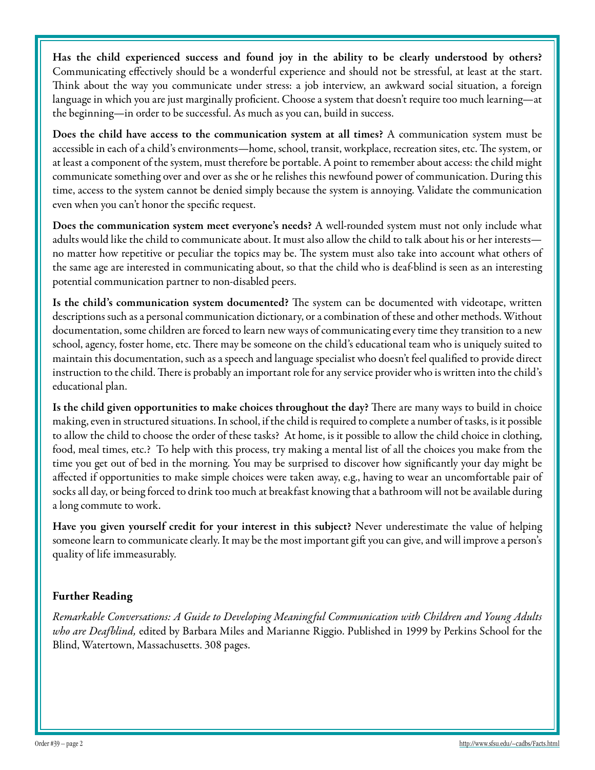**Has the child experienced success and found joy in the ability to be clearly understood by others?** Communicating effectively should be a wonderful experience and should not be stressful, at least at the start. Think about the way you communicate under stress: a job interview, an awkward social situation, a foreign language in which you are just marginally proficient. Choose a system that doesn't require too much learning—at the beginning—in order to be successful. As much as you can, build in success.

**Does the child have access to the communication system at all times?** A communication system must be accessible in each of a child's environments—home, school, transit, workplace, recreation sites, etc. The system, or at least a component of the system, must therefore be portable. A point to remember about access: the child might communicate something over and over as she or he relishes this newfound power of communication. During this time, access to the system cannot be denied simply because the system is annoying. Validate the communication even when you can't honor the specific request.

**Does the communication system meet everyone's needs?** A well-rounded system must not only include what adults would like the child to communicate about. It must also allow the child to talk about his or her interests—no matter how repetitive or peculiar the topics may be. The system must also take into account what others of the same age are interested in communicating about, so that the child who is deaf-blind is seen as an interesting potential communication partner to non-disabled peers.

**Is the child's communication system documented?** The system can be documented with videotape, written descriptions such as a personal communication dictionary, or a combination of these and other methods. Without documentation, some children are forced to learn new ways of communicating every time they transition to a new school, agency, foster home, etc. There may be someone on the child's educational team who is uniquely suited to maintain this documentation, such as a speech and language specialist who doesn't feel qualified to provide direct instruction to the child. There is probably an important role for any service provider who is written into the child's educational plan.

**Is the child given opportunities to make choices throughout the day?** There are many ways to build in choice making, even in structured situations. In school, if the child is required to complete a number of tasks, is it possible to allow the child to choose the order of these tasks? At home, is it possible to allow the child choice in clothing, food, meal times, etc.? To help with this process, try making a mental list of all the choices you make from the time you get out of bed in the morning. You may be surprised to discover how significantly your day might be affected if opportunities to make simple choices were taken away, e.g., having to wear an uncomfortable pair of socks all day, or being forced to drink too much at breakfast knowing that a bathroom will not be available during a long commute to work.

**Have you given yourself credit for your interest in this subject?** Never underestimate the value of helping someone learn to communicate clearly. It may be the most important gift you can give, and will improve a person's quality of life immeasurably.

## Further Reading

*Remarkable Conversations: A Guide to Developing Meaningful Communication with Children and Young Adults who are Deafblind,* edited by Barbara Miles and Marianne Riggio. Published in 1999 by Perkins School for the Blind, Watertown, Massachusetts. 308 pages.